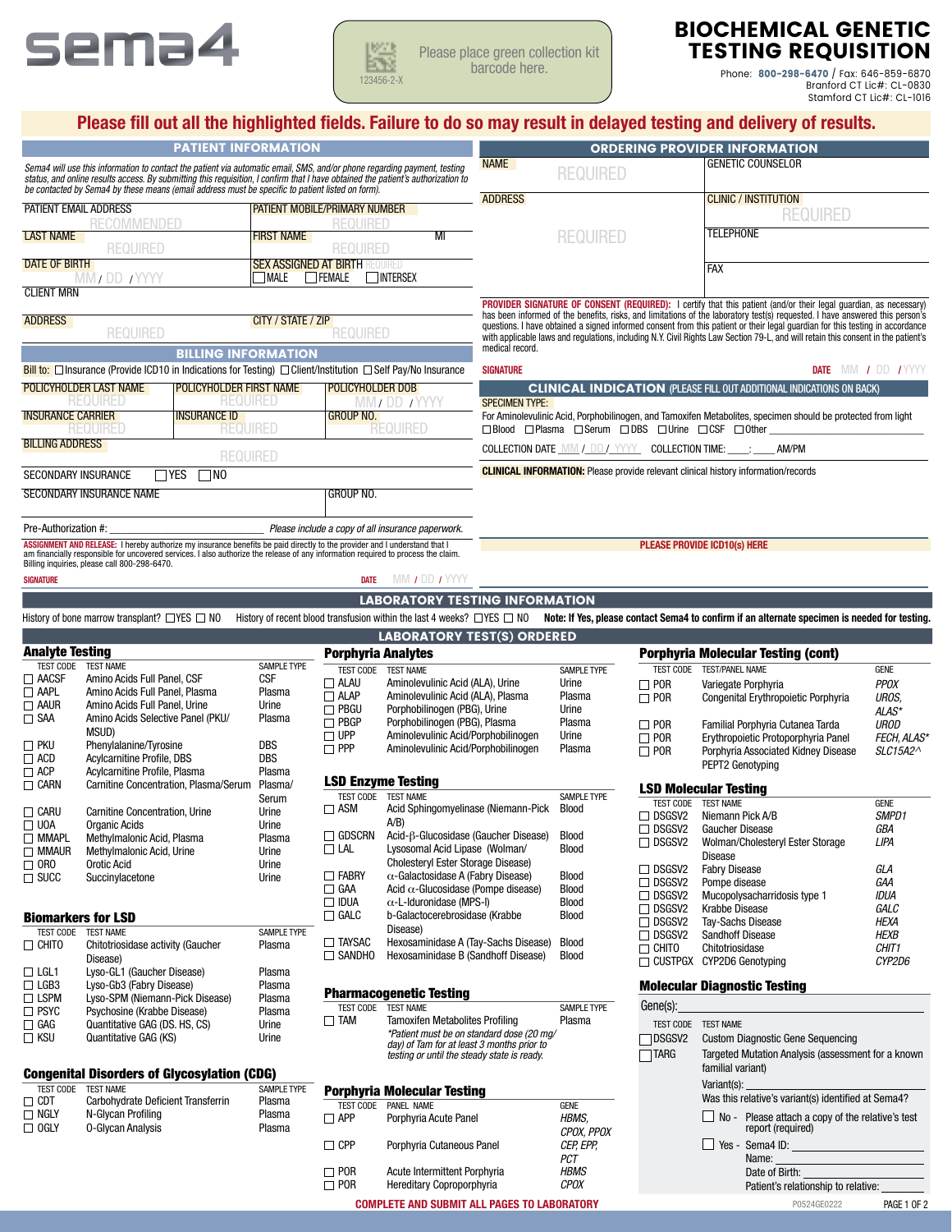# sema4

Please place green collection kit barcode here.

123456-2-X

# BIOCHEMICAL GENETIC TESTING REQUISITION

Phone: 800-298-6470 / Fax: 646-859-6870
Branford CT Lic#: CL-0830
Stamford CT Lic#: CL-1016

**Please fill out all the highlighted fields. Failure to do so may result in delayed testing and delivery of results.**

## PATIENT INFORMATION

*Sema4 will use this information to contact the patient via automatic email, SMS, and/or phone regarding payment, testing status, and online results access. By submitting this requisition, I confirm that I have obtained the patient's authorization to be contacted by Sema4 by these means (email address must be specific to patient listed on form).*

| | |
|---|---|
| PATIENT EMAIL ADDRESS: RECOMMENDED | PATIENT MOBILE/PRIMARY NUMBER: REQUIRED |
| LAST NAME: REQUIRED | FIRST NAME: REQUIRED MI |
| DATE OF BIRTH: MM / DD / YYYY | SEX ASSIGNED AT BIRTH REQUIRED ☐ MALE ☐ FEMALE ☐ INTERSEX |
| CLIENT MRN | |
| ADDRESS: REQUIRED | CITY / STATE / ZIP: REQUIRED |

## BILLING INFORMATION

Bill to: ☐ Insurance (Provide ICD10 in Indications for Testing) ☐ Client/Institution ☐ Self Pay/No Insurance

| | | |
|---|---|---|
| POLICYHOLDER LAST NAME: REQUIRED | POLICYHOLDER FIRST NAME: REQUIRED | POLICYHOLDER DOB: MM / DD / YYYY |
| INSURANCE CARRIER: REQUIRED | INSURANCE ID: REQUIRED | GROUP NO.: REQUIRED |
| BILLING ADDRESS: REQUIRED | | |

SECONDARY INSURANCE ☐ YES ☐ NO

SECONDARY INSURANCE NAME | GROUP NO.

Pre-Authorization #: ____________ *Please include a copy of all insurance paperwork.*

**ASSIGNMENT AND RELEASE:** I hereby authorize my insurance benefits be paid directly to the provider and I understand that I am financially responsible for uncovered services. I also authorize the release of any information required to process the claim. Billing inquiries, please call 800-298-6470.

SIGNATURE ____________ DATE MM / DD / YYYY

## ORDERING PROVIDER INFORMATION

| | |
|---|---|
| NAME: REQUIRED | GENETIC COUNSELOR |
| ADDRESS: REQUIRED | CLINIC / INSTITUTION: REQUIRED |
| | TELEPHONE |
| | FAX |

**PROVIDER SIGNATURE OF CONSENT (REQUIRED):** I certify that this patient (and/or their legal guardian, as necessary) has been informed of the benefits, risks, and limitations of the laboratory test(s) requested. I have answered this person's questions. I have obtained a signed informed consent from this patient or their legal guardian for this testing in accordance with applicable laws and regulations, including N.Y. Civil Rights Law Section 79-L, and will retain this consent in the patient's medical record.

SIGNATURE ____________ DATE MM / DD / YYYY

## CLINICAL INDICATION (PLEASE FILL OUT ADDITIONAL INDICATIONS ON BACK)

SPECIMEN TYPE:

For Aminolevulinic Acid, Porphobilinogen, and Tamoxifen Metabolites, specimen should be protected from light

☐ Blood ☐ Plasma ☐ Serum ☐ DBS ☐ Urine ☐ CSF ☐ Other ____________

COLLECTION DATE MM / DD / YYYY COLLECTION TIME: ____ : ____ AM/PM

**CLINICAL INFORMATION:** Please provide relevant clinical history information/records

**PLEASE PROVIDE ICD10(s) HERE**

## LABORATORY TESTING INFORMATION

History of bone marrow transplant? ☐ YES ☐ NO History of recent blood transfusion within the last 4 weeks? ☐ YES ☐ NO **Note: If Yes, please contact Sema4 to confirm if an alternate specimen is needed for testing.**

## LABORATORY TEST(S) ORDERED

### Analyte Testing

| TEST CODE | TEST NAME | SAMPLE TYPE |
|---|---|---|
| ☐ AACSF | Amino Acids Full Panel, CSF | CSF |
| ☐ AAPL | Amino Acids Full Panel, Plasma | Plasma |
| ☐ AAUR | Amino Acids Full Panel, Urine | Urine |
| ☐ SAA | Amino Acids Selective Panel (PKU/ MSUD) | Plasma |
| ☐ PKU | Phenylalanine/Tyrosine | DBS |
| ☐ ACD | Acylcarnitine Profile, DBS | DBS |
| ☐ ACP | Acylcarnitine Profile, Plasma | Plasma |
| ☐ CARN | Carnitine Concentration, Plasma/Serum | Plasma/ Serum |
| ☐ CARU | Carnitine Concentration, Urine | Urine |
| ☐ UOA | Organic Acids | Urine |
| ☐ MMAPL | Methylmalonic Acid, Plasma | Plasma |
| ☐ MMAUR | Methylmalonic Acid, Urine | Urine |
| ☐ ORO | Orotic Acid | Urine |
| ☐ SUCC | Succinylacetone | Urine |

### Biomarkers for LSD

| TEST CODE | TEST NAME | SAMPLE TYPE |
|---|---|---|
| ☐ CHITO | Chitotriosidase activity (Gaucher Disease) | Plasma |
| ☐ LGL1 | Lyso-GL1 (Gaucher Disease) | Plasma |
| ☐ LGB3 | Lyso-Gb3 (Fabry Disease) | Plasma |
| ☐ LSPM | Lyso-SPM (Niemann-Pick Disease) | Plasma |
| ☐ PSYC | Psychosine (Krabbe Disease) | Plasma |
| ☐ GAG | Quantitative GAG (DS. HS, CS) | Urine |
| ☐ KSU | Quantitative GAG (KS) | Urine |

### Congenital Disorders of Glycosylation (CDG)

| TEST CODE | TEST NAME | SAMPLE TYPE |
|---|---|---|
| ☐ CDT | Carbohydrate Deficient Transferrin | Plasma |
| ☐ NGLY | N-Glycan Profiling | Plasma |
| ☐ OGLY | O-Glycan Analysis | Plasma |

### Porphyria Analytes

| TEST CODE | TEST NAME | SAMPLE TYPE |
|---|---|---|
| ☐ ALAU | Aminolevulinic Acid (ALA), Urine | Urine |
| ☐ ALAP | Aminolevulinic Acid (ALA), Plasma | Plasma |
| ☐ PBGU | Porphobilinogen (PBG), Urine | Urine |
| ☐ PBGP | Porphobilinogen (PBG), Plasma | Plasma |
| ☐ UPP | Aminolevulinic Acid/Porphobilinogen | Urine |
| ☐ PPP | Aminolevulinic Acid/Porphobilinogen | Plasma |

### LSD Enzyme Testing

| TEST CODE | TEST NAME | SAMPLE TYPE |
|---|---|---|
| ☐ ASM | Acid Sphingomyelinase (Niemann-Pick A/B) | Blood |
| ☐ GDSCRN | Acid-β-Glucosidase (Gaucher Disease) | Blood |
| ☐ LAL | Lysosomal Acid Lipase (Wolman/ Cholesteryl Ester Storage Disease) | Blood |
| ☐ FABRY | α-Galactosidase A (Fabry Disease) | Blood |
| ☐ GAA | Acid α-Glucosidase (Pompe disease) | Blood |
| ☐ IDUA | α-L-Iduronidase (MPS-I) | Blood |
| ☐ GALC | b-Galactocerebrosidase (Krabbe Disease) | Blood |
| ☐ TAYSAC | Hexosaminidase A (Tay-Sachs Disease) | Blood |
| ☐ SANDHO | Hexosaminidase B (Sandhoff Disease) | Blood |

### Pharmacogenetic Testing

| TEST CODE | TEST NAME | SAMPLE TYPE |
|---|---|---|
| ☐ TAM | Tamoxifen Metabolites Profiling<br>*\*Patient must be on standard dose (20 mg/ day) of Tam for at least 3 months prior to testing or until the steady state is ready.* | Plasma |

### Porphyria Molecular Testing

| TEST CODE | PANEL NAME | GENE |
|---|---|---|
| ☐ APP | Porphyria Acute Panel | *HBMS, CPOX, PPOX* |
| ☐ CPP | Porphyria Cutaneous Panel | *CEP, EPP, PCT* |
| ☐ POR | Acute Intermittent Porphyria | *HBMS* |
| ☐ POR | Hereditary Coproporphyria | *CPOX* |

### Porphyria Molecular Testing (cont)

| TEST CODE | TEST/PANEL NAME | GENE |
|---|---|---|
| ☐ POR | Variegate Porphyria | *PPOX* |
| ☐ POR | Congenital Erythropoietic Porphyria | *UROS, ALAS\** |
| ☐ POR | Familial Porphyria Cutanea Tarda | *UROD* |
| ☐ POR | Erythropoietic Protoporphyria Panel | *FECH, ALAS\** |
| ☐ POR | Porphyria Associated Kidney Disease PEPT2 Genotyping | *SLC15A2^* |

### LSD Molecular Testing

| TEST CODE | TEST NAME | GENE |
|---|---|---|
| ☐ DSGSV2 | Niemann Pick A/B | *SMPD1* |
| ☐ DSGSV2 | Gaucher Disease | *GBA* |
| ☐ DSGSV2 | Wolman/Cholesteryl Ester Storage Disease | *LIPA* |
| ☐ DSGSV2 | Fabry Disease | *GLA* |
| ☐ DSGSV2 | Pompe disease | *GAA* |
| ☐ DSGSV2 | Mucopolysaccharidosis type 1 | *IDUA* |
| ☐ DSGSV2 | Krabbe Disease | *GALC* |
| ☐ DSGSV2 | Tay-Sachs Disease | *HEXA* |
| ☐ DSGSV2 | Sandhoff Disease | *HEXB* |
| ☐ CHITO | Chitotriosidase | *CHIT1* |
| ☐ CUSTPGX | CYP2D6 Genotyping | *CYP2D6* |

### Molecular Diagnostic Testing

Gene(s): ____________

| TEST CODE | TEST NAME |
|---|---|
| ☐ DSGSV2 | Custom Diagnostic Gene Sequencing |
| ☐ TARG | Targeted Mutation Analysis (assessment for a known familial variant) |

Variant(s): ____________

Was this relative's variant(s) identified at Sema4?

☐ No - Please attach a copy of the relative's test report (required)

☐ Yes - Sema4 ID: ____________
Name: ____________
Date of Birth: ____________
Patient's relationship to relative: ____________

**COMPLETE AND SUBMIT ALL PAGES TO LABORATORY**

P0524GE0222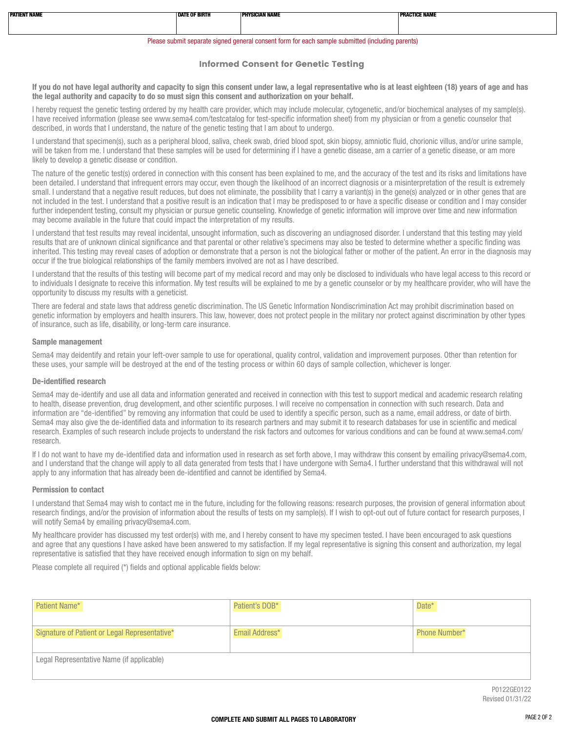| PATIENT NAME | DATE OF BIRTH | PHYSICIAN NAME | PRACTICE NAME |
|---|---|---|---|
| | | | |

Please submit separate signed general consent form for each sample submitted (including parents)

## Informed Consent for Genetic Testing

**If you do not have legal authority and capacity to sign this consent under law, a legal representative who is at least eighteen (18) years of age and has the legal authority and capacity to do so must sign this consent and authorization on your behalf.**

I hereby request the genetic testing ordered by my health care provider, which may include molecular, cytogenetic, and/or biochemical analyses of my sample(s). I have received information (please see www.sema4.com/testcatalog for test-specific information sheet) from my physician or from a genetic counselor that described, in words that I understand, the nature of the genetic testing that I am about to undergo.

I understand that specimen(s), such as a peripheral blood, saliva, cheek swab, dried blood spot, skin biopsy, amniotic fluid, chorionic villus, and/or urine sample, will be taken from me. I understand that these samples will be used for determining if I have a genetic disease, am a carrier of a genetic disease, or am more likely to develop a genetic disease or condition.

The nature of the genetic test(s) ordered in connection with this consent has been explained to me, and the accuracy of the test and its risks and limitations have been detailed. I understand that infrequent errors may occur, even though the likelihood of an incorrect diagnosis or a misinterpretation of the result is extremely small. I understand that a negative result reduces, but does not eliminate, the possibility that I carry a variant(s) in the gene(s) analyzed or in other genes that are not included in the test. I understand that a positive result is an indication that I may be predisposed to or have a specific disease or condition and I may consider further independent testing, consult my physician or pursue genetic counseling. Knowledge of genetic information will improve over time and new information may become available in the future that could impact the interpretation of my results.

I understand that test results may reveal incidental, unsought information, such as discovering an undiagnosed disorder. I understand that this testing may yield results that are of unknown clinical significance and that parental or other relative's specimens may also be tested to determine whether a specific finding was inherited. This testing may reveal cases of adoption or demonstrate that a person is not the biological father or mother of the patient. An error in the diagnosis may occur if the true biological relationships of the family members involved are not as I have described.

I understand that the results of this testing will become part of my medical record and may only be disclosed to individuals who have legal access to this record or to individuals I designate to receive this information. My test results will be explained to me by a genetic counselor or by my healthcare provider, who will have the opportunity to discuss my results with a geneticist.

There are federal and state laws that address genetic discrimination. The US Genetic Information Nondiscrimination Act may prohibit discrimination based on genetic information by employers and health insurers. This law, however, does not protect people in the military nor protect against discrimination by other types of insurance, such as life, disability, or long-term care insurance.

### Sample management

Sema4 may deidentify and retain your left-over sample to use for operational, quality control, validation and improvement purposes. Other than retention for these uses, your sample will be destroyed at the end of the testing process or within 60 days of sample collection, whichever is longer.

### De-identified research

Sema4 may de-identify and use all data and information generated and received in connection with this test to support medical and academic research relating to health, disease prevention, drug development, and other scientific purposes. I will receive no compensation in connection with such research. Data and information are "de-identified" by removing any information that could be used to identify a specific person, such as a name, email address, or date of birth. Sema4 may also give the de-identified data and information to its research partners and may submit it to research databases for use in scientific and medical research. Examples of such research include projects to understand the risk factors and outcomes for various conditions and can be found at www.sema4.com/research.

If I do not want to have my de-identified data and information used in research as set forth above, I may withdraw this consent by emailing privacy@sema4.com, and I understand that the change will apply to all data generated from tests that I have undergone with Sema4. I further understand that this withdrawal will not apply to any information that has already been de-identified and cannot be identified by Sema4.

### Permission to contact

I understand that Sema4 may wish to contact me in the future, including for the following reasons: research purposes, the provision of general information about research findings, and/or the provision of information about the results of tests on my sample(s). If I wish to opt-out out of future contact for research purposes, I will notify Sema4 by emailing privacy@sema4.com.

My healthcare provider has discussed my test order(s) with me, and I hereby consent to have my specimen tested. I have been encouraged to ask questions and agree that any questions I have asked have been answered to my satisfaction. If my legal representative is signing this consent and authorization, my legal representative is satisfied that they have received enough information to sign on my behalf.

Please complete all required (*) fields and optional applicable fields below:

| | | |
|---|---|---|
| Patient Name* | Patient's DOB* | Date* |
| Signature of Patient or Legal Representative* | Email Address* | Phone Number* |
| Legal Representative Name (if applicable) | | |

P0122GE0122
Revised 01/31/22

**COMPLETE AND SUBMIT ALL PAGES TO LABORATORY**